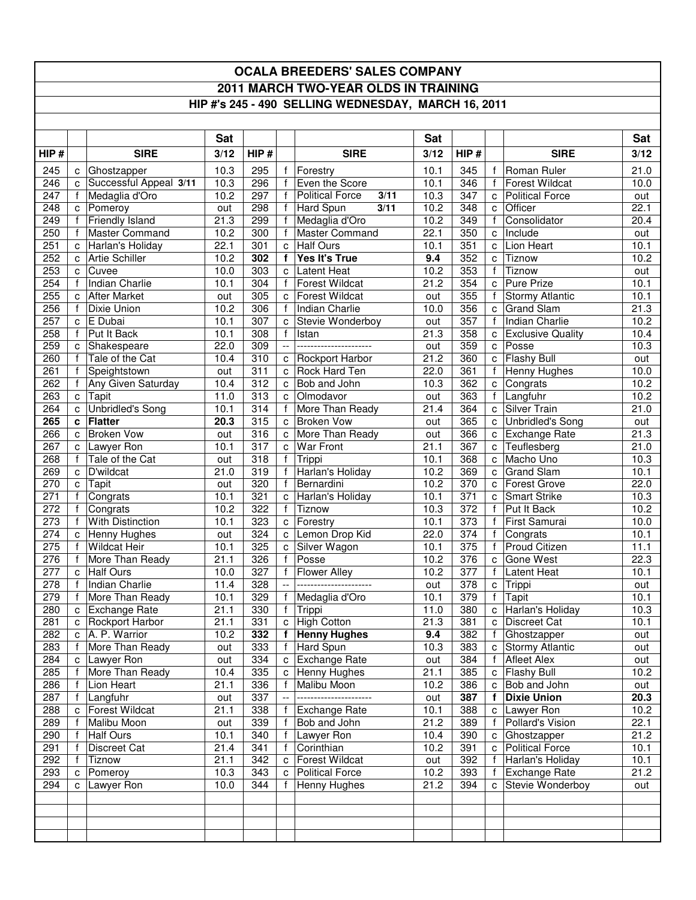# OCALA BREEDERS' SALES COMPANY

## 2011 MARCH TWO-YEAR OLDS IN TRAINING

### HIP #'s 245 - 490 SELLING WEDNESDAY, MARCH 16, 2011

| HIP # | | SIRE | Sat 3/12 | HIP # | | SIRE | Sat 3/12 | HIP # | | SIRE | Sat 3/12 |
|---|---|---|---|---|---|---|---|---|---|---|---|
| 245 | c | Ghostzapper | 10.3 | 295 | f | Forestry | 10.1 | 345 | f | Roman Ruler | 21.0 |
| 246 | c | Successful Appeal **3/11** | 10.3 | 296 | f | Even the Score | 10.1 | 346 | f | Forest Wildcat | 10.0 |
| 247 | f | Medaglia d'Oro | 10.2 | 297 | f | Political Force **3/11** | 10.3 | 347 | c | Political Force | out |
| 248 | c | Pomeroy | out | 298 | f | Hard Spun **3/11** | 10.2 | 348 | c | Officer | 22.1 |
| 249 | f | Friendly Island | 21.3 | 299 | f | Medaglia d'Oro | 10.2 | 349 | f | Consolidator | 20.4 |
| 250 | f | Master Command | 10.2 | 300 | f | Master Command | 22.1 | 350 | c | Include | out |
| 251 | c | Harlan's Holiday | 22.1 | 301 | c | Half Ours | 10.1 | 351 | c | Lion Heart | 10.1 |
| 252 | c | Artie Schiller | 10.2 | **302** | **f** | **Yes It's True** | **9.4** | 352 | c | Tiznow | 10.2 |
| 253 | c | Cuvee | 10.0 | 303 | c | Latent Heat | 10.2 | 353 | f | Tiznow | out |
| 254 | f | Indian Charlie | 10.1 | 304 | f | Forest Wildcat | 21.2 | 354 | c | Pure Prize | 10.1 |
| 255 | c | After Market | out | 305 | c | Forest Wildcat | out | 355 | f | Stormy Atlantic | 10.1 |
| 256 | f | Dixie Union | 10.2 | 306 | f | Indian Charlie | 10.0 | 356 | c | Grand Slam | 21.3 |
| 257 | c | E Dubai | 10.1 | 307 | c | Stevie Wonderboy | out | 357 | f | Indian Charlie | 10.2 |
| 258 | f | Put It Back | 10.1 | 308 | f | Istan | 21.3 | 358 | c | Exclusive Quality | 10.4 |
| 259 | c | Shakespeare | 22.0 | 309 | -- | ---------------------- | out | 359 | c | Posse | 10.3 |
| 260 | f | Tale of the Cat | 10.4 | 310 | c | Rockport Harbor | 21.2 | 360 | c | Flashy Bull | out |
| 261 | f | Speightstown | out | 311 | c | Rock Hard Ten | 22.0 | 361 | f | Henny Hughes | 10.0 |
| 262 | f | Any Given Saturday | 10.4 | 312 | c | Bob and John | 10.3 | 362 | c | Congrats | 10.2 |
| 263 | c | Tapit | 11.0 | 313 | c | Olmodavor | out | 363 | f | Langfuhr | 10.2 |
| 264 | c | Unbridled's Song | 10.1 | 314 | f | More Than Ready | 21.4 | 364 | c | Silver Train | 21.0 |
| **265** | **c** | **Flatter** | **20.3** | 315 | c | Broken Vow | out | 365 | c | Unbridled's Song | out |
| 266 | c | Broken Vow | out | 316 | c | More Than Ready | out | 366 | c | Exchange Rate | 21.3 |
| 267 | c | Lawyer Ron | 10.1 | 317 | c | War Front | 21.1 | 367 | c | Teuflesberg | 21.0 |
| 268 | f | Tale of the Cat | out | 318 | f | Trippi | 10.1 | 368 | c | Macho Uno | 10.3 |
| 269 | c | D'wildcat | 21.0 | 319 | f | Harlan's Holiday | 10.2 | 369 | c | Grand Slam | 10.1 |
| 270 | c | Tapit | out | 320 | f | Bernardini | 10.2 | 370 | c | Forest Grove | 22.0 |
| 271 | f | Congrats | 10.1 | 321 | c | Harlan's Holiday | 10.1 | 371 | c | Smart Strike | 10.3 |
| 272 | f | Congrats | 10.2 | 322 | f | Tiznow | 10.3 | 372 | f | Put It Back | 10.2 |
| 273 | f | With Distinction | 10.1 | 323 | c | Forestry | 10.1 | 373 | f | First Samurai | 10.0 |
| 274 | c | Henny Hughes | out | 324 | c | Lemon Drop Kid | 22.0 | 374 | f | Congrats | 10.1 |
| 275 | f | Wildcat Heir | 10.1 | 325 | c | Silver Wagon | 10.1 | 375 | f | Proud Citizen | 11.1 |
| 276 | f | More Than Ready | 21.1 | 326 | f | Posse | 10.2 | 376 | c | Gone West | 22.3 |
| 277 | c | Half Ours | 10.0 | 327 | f | Flower Alley | 10.2 | 377 | f | Latent Heat | 10.1 |
| 278 | f | Indian Charlie | 11.4 | 328 | -- | ---------------------- | out | 378 | c | Trippi | out |
| 279 | f | More Than Ready | 10.1 | 329 | f | Medaglia d'Oro | 10.1 | 379 | f | Tapit | 10.1 |
| 280 | c | Exchange Rate | 21.1 | 330 | f | Trippi | 11.0 | 380 | c | Harlan's Holiday | 10.3 |
| 281 | c | Rockport Harbor | 21.1 | 331 | c | High Cotton | 21.3 | 381 | c | Discreet Cat | 10.1 |
| 282 | c | A. P. Warrior | 10.2 | **332** | **f** | **Henny Hughes** | **9.4** | 382 | f | Ghostzapper | out |
| 283 | f | More Than Ready | out | 333 | f | Hard Spun | 10.3 | 383 | c | Stormy Atlantic | out |
| 284 | c | Lawyer Ron | out | 334 | c | Exchange Rate | out | 384 | f | Afleet Alex | out |
| 285 | f | More Than Ready | 10.4 | 335 | c | Henny Hughes | 21.1 | 385 | c | Flashy Bull | 10.2 |
| 286 | f | Lion Heart | 21.1 | 336 | f | Malibu Moon | 10.2 | 386 | c | Bob and John | out |
| 287 | f | Langfuhr | out | 337 | -- | ---------------------- | out | **387** | **f** | **Dixie Union** | **20.3** |
| 288 | c | Forest Wildcat | 21.1 | 338 | f | Exchange Rate | 10.1 | 388 | c | Lawyer Ron | 10.2 |
| 289 | f | Malibu Moon | out | 339 | f | Bob and John | 21.2 | 389 | f | Pollard's Vision | 22.1 |
| 290 | f | Half Ours | 10.1 | 340 | f | Lawyer Ron | 10.4 | 390 | c | Ghostzapper | 21.2 |
| 291 | f | Discreet Cat | 21.4 | 341 | f | Corinthian | 10.2 | 391 | c | Political Force | 10.1 |
| 292 | f | Tiznow | 21.1 | 342 | c | Forest Wildcat | out | 392 | f | Harlan's Holiday | 10.1 |
| 293 | c | Pomeroy | 10.3 | 343 | c | Political Force | 10.2 | 393 | f | Exchange Rate | 21.2 |
| 294 | c | Lawyer Ron | 10.0 | 344 | f | Henny Hughes | 21.2 | 394 | c | Stevie Wonderboy | out |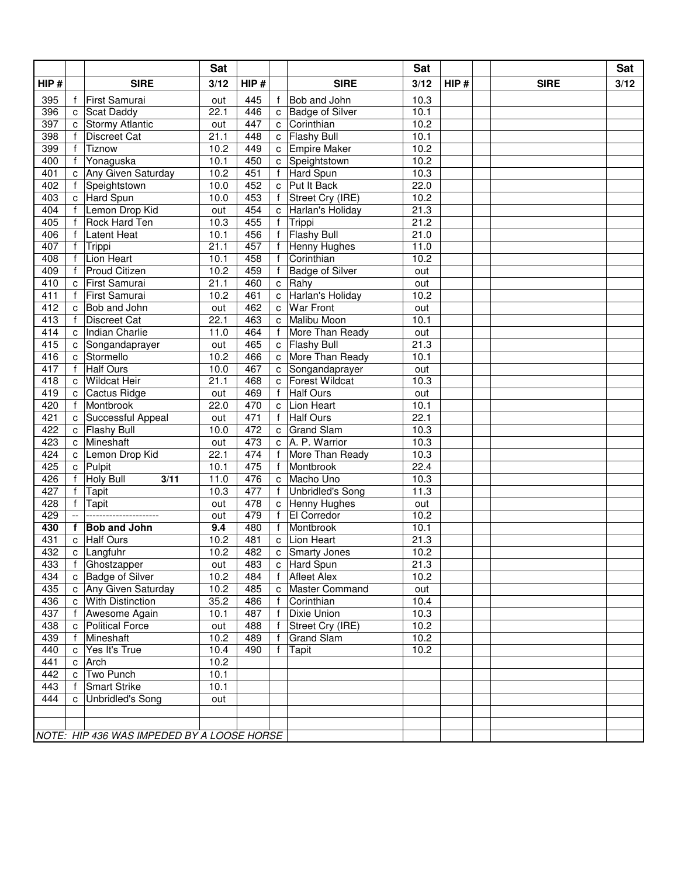| | | | Sat | | | | Sat | | | | Sat |
|---|---|---|---|---|---|---|---|---|---|---|---|
| HIP # | | SIRE | 3/12 | HIP # | | SIRE | 3/12 | HIP # | | SIRE | 3/12 |
| 395 | f | First Samurai | out | 445 | f | Bob and John | 10.3 | | | | |
| 396 | c | Scat Daddy | 22.1 | 446 | c | Badge of Silver | 10.1 | | | | |
| 397 | c | Stormy Atlantic | out | 447 | c | Corinthian | 10.2 | | | | |
| 398 | f | Discreet Cat | 21.1 | 448 | c | Flashy Bull | 10.1 | | | | |
| 399 | f | Tiznow | 10.2 | 449 | c | Empire Maker | 10.2 | | | | |
| 400 | f | Yonaguska | 10.1 | 450 | c | Speightstown | 10.2 | | | | |
| 401 | c | Any Given Saturday | 10.2 | 451 | f | Hard Spun | 10.3 | | | | |
| 402 | f | Speightstown | 10.0 | 452 | c | Put It Back | 22.0 | | | | |
| 403 | c | Hard Spun | 10.0 | 453 | f | Street Cry (IRE) | 10.2 | | | | |
| 404 | f | Lemon Drop Kid | out | 454 | c | Harlan's Holiday | 21.3 | | | | |
| 405 | f | Rock Hard Ten | 10.3 | 455 | f | Trippi | 21.2 | | | | |
| 406 | f | Latent Heat | 10.1 | 456 | f | Flashy Bull | 21.0 | | | | |
| 407 | f | Trippi | 21.1 | 457 | f | Henny Hughes | 11.0 | | | | |
| 408 | f | Lion Heart | 10.1 | 458 | f | Corinthian | 10.2 | | | | |
| 409 | f | Proud Citizen | 10.2 | 459 | f | Badge of Silver | out | | | | |
| 410 | c | First Samurai | 21.1 | 460 | c | Rahy | out | | | | |
| 411 | f | First Samurai | 10.2 | 461 | c | Harlan's Holiday | 10.2 | | | | |
| 412 | c | Bob and John | out | 462 | c | War Front | out | | | | |
| 413 | f | Discreet Cat | 22.1 | 463 | c | Malibu Moon | 10.1 | | | | |
| 414 | c | Indian Charlie | 11.0 | 464 | f | More Than Ready | out | | | | |
| 415 | c | Songandaprayer | out | 465 | c | Flashy Bull | 21.3 | | | | |
| 416 | c | Stormello | 10.2 | 466 | c | More Than Ready | 10.1 | | | | |
| 417 | f | Half Ours | 10.0 | 467 | c | Songandaprayer | out | | | | |
| 418 | c | Wildcat Heir | 21.1 | 468 | c | Forest Wildcat | 10.3 | | | | |
| 419 | c | Cactus Ridge | out | 469 | f | Half Ours | out | | | | |
| 420 | f | Montbrook | 22.0 | 470 | c | Lion Heart | 10.1 | | | | |
| 421 | c | Successful Appeal | out | 471 | f | Half Ours | 22.1 | | | | |
| 422 | c | Flashy Bull | 10.0 | 472 | c | Grand Slam | 10.3 | | | | |
| 423 | c | Mineshaft | out | 473 | c | A. P. Warrior | 10.3 | | | | |
| 424 | c | Lemon Drop Kid | 22.1 | 474 | f | More Than Ready | 10.3 | | | | |
| 425 | c | Pulpit | 10.1 | 475 | f | Montbrook | 22.4 | | | | |
| 426 | f | Holy Bull **3/11** | 11.0 | 476 | c | Macho Uno | 10.3 | | | | |
| 427 | f | Tapit | 10.3 | 477 | f | Unbridled's Song | 11.3 | | | | |
| 428 | f | Tapit | out | 478 | c | Henny Hughes | out | | | | |
| 429 | -- | ---------------------- | out | 479 | f | El Corredor | 10.2 | | | | |
| **430** | **f** | **Bob and John** | **9.4** | 480 | f | Montbrook | 10.1 | | | | |
| 431 | c | Half Ours | 10.2 | 481 | c | Lion Heart | 21.3 | | | | |
| 432 | c | Langfuhr | 10.2 | 482 | c | Smarty Jones | 10.2 | | | | |
| 433 | f | Ghostzapper | out | 483 | c | Hard Spun | 21.3 | | | | |
| 434 | c | Badge of Silver | 10.2 | 484 | f | Afleet Alex | 10.2 | | | | |
| 435 | c | Any Given Saturday | 10.2 | 485 | c | Master Command | out | | | | |
| 436 | c | With Distinction | 35.2 | 486 | f | Corinthian | 10.4 | | | | |
| 437 | f | Awesome Again | 10.1 | 487 | f | Dixie Union | 10.3 | | | | |
| 438 | c | Political Force | out | 488 | f | Street Cry (IRE) | 10.2 | | | | |
| 439 | f | Mineshaft | 10.2 | 489 | f | Grand Slam | 10.2 | | | | |
| 440 | c | Yes It's True | 10.4 | 490 | f | Tapit | 10.2 | | | | |
| 441 | c | Arch | 10.2 | | | | | | | | |
| 442 | c | Two Punch | 10.1 | | | | | | | | |
| 443 | f | Smart Strike | 10.1 | | | | | | | | |
| 444 | c | Unbridled's Song | out | | | | | | | | |

*NOTE: HIP 436 WAS IMPEDED BY A LOOSE HORSE*